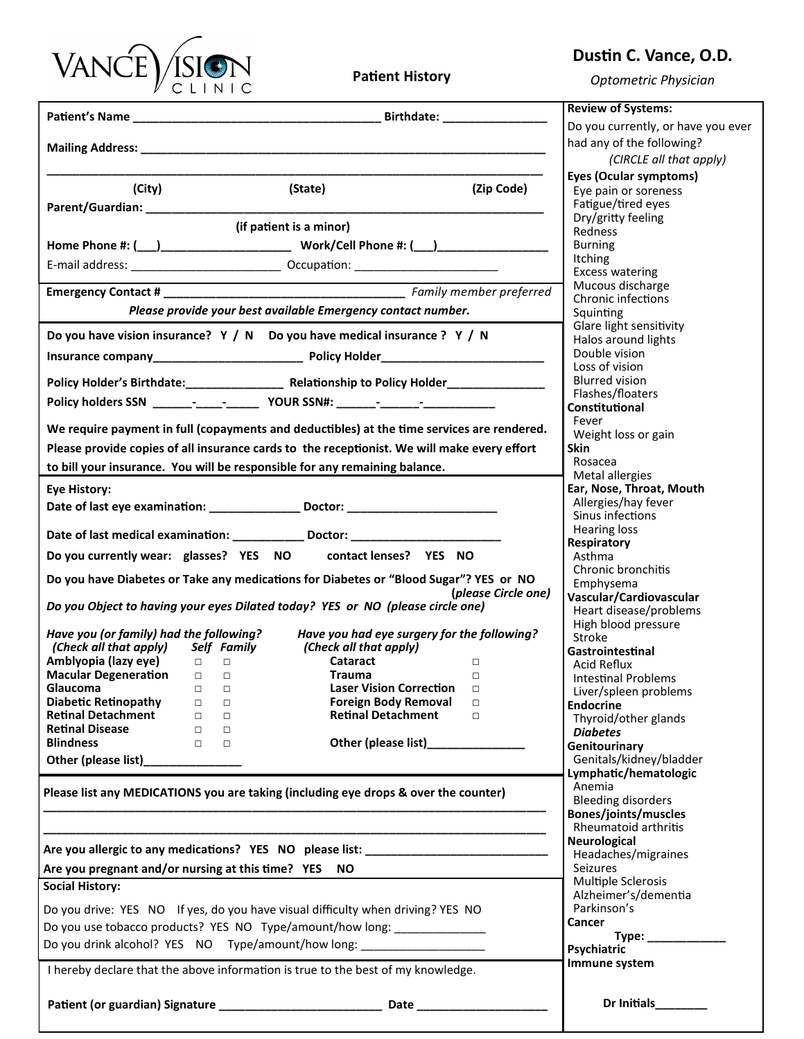**VANCE VISION CLINIC**

## Patient History

**Dustin C. Vance, O.D.**
*Optometric Physician*

**Patient's Name** _____________________________________ **Birthdate:** ________________

**Mailing Address:** _______________________________________________________________

___________________________________________________________________________

**(City)** **(State)** **(Zip Code)**

**Parent/Guardian:** _______________________________________________________________

**(if patient is a minor)**

**Home Phone #: (___)____________________ Work/Cell Phone #: (___)_________________**

E-mail address: _______________________ Occupation: _______________________

**Emergency Contact #** ______________________________________ *Family member preferred*

***Please provide your best available Emergency contact number.***

**Do you have vision insurance? Y / N Do you have medical insurance ? Y / N**

**Insurance company_______________________ Policy Holder_________________________**

**Policy Holder's Birthdate:_______________ Relationship to Policy Holder_______________**

**Policy holders SSN ______-____-_____ YOUR SSN#: ______-______-___________**

**We require payment in full (copayments and deductibles) at the time services are rendered. Please provide copies of all insurance cards to the receptionist. We will make every effort to bill your insurance. You will be responsible for any remaining balance.**

**Eye History:**

**Date of last eye examination: ______________ Doctor: ______________________**

**Date of last medical examination: ___________ Doctor: _______________________**

**Do you currently wear: glasses? YES NO contact lenses? YES NO**

**Do you have Diabetes or Take any medications for Diabetes or "Blood Sugar"? YES or NO (*please Circle one*)**

***Do you Object to having your eyes Dilated today? YES or NO (please circle one)***

***Have you (or family) had the following?*** *(Check all that apply)*

| | Self | Family |
|---|---|---|
| **Amblyopia (lazy eye)** | □ | □ |
| **Macular Degeneration** | □ | □ |
| **Glaucoma** | □ | □ |
| **Diabetic Retinopathy** | □ | □ |
| **Retinal Detachment** | □ | □ |
| **Retinal Disease** | □ | □ |
| **Blindness** | □ | □ |

**Other (please list)_______________**

***Have you had eye surgery for the following?*** *(Check all that apply)*

| | |
|---|---|
| **Cataract** | □ |
| **Trauma** | □ |
| **Laser Vision Correction** | □ |
| **Foreign Body Removal** | □ |
| **Retinal Detachment** | □ |

**Other (please list)_______________**

**Please list any MEDICATIONS you are taking (including eye drops & over the counter)**

___________________________________________________________________________

___________________________________________________________________________

**Are you allergic to any medications? YES NO please list: _____________________________**

**Are you pregnant and/or nursing at this time? YES NO**

**Social History:**

Do you drive: YES NO If yes, do you have visual difficulty when driving? YES NO

Do you use tobacco products? YES NO Type/amount/how long: ______________

Do you drink alcohol? YES NO Type/amount/how long: ___________________

I hereby declare that the above information is true to the best of my knowledge.

**Patient (or guardian) Signature _________________________ Date ____________________**

**Review of Systems:**

Do you currently, or have you ever had any of the following?

*(CIRCLE all that apply)*

**Eyes (Ocular symptoms)**
- Eye pain or soreness
- Fatigue/tired eyes
- Dry/gritty feeling
- Redness
- Burning
- Itching
- Excess watering
- Mucous discharge
- Chronic infections
- Squinting
- Glare light sensitivity
- Halos around lights
- Double vision
- Loss of vision
- Blurred vision
- Flashes/floaters

**Constitutional**
- Fever
- Weight loss or gain

**Skin**
- Rosacea
- Metal allergies

**Ear, Nose, Throat, Mouth**
- Allergies/hay fever
- Sinus infections
- Hearing loss

**Respiratory**
- Asthma
- Chronic bronchitis
- Emphysema

**Vascular/Cardiovascular**
- Heart disease/problems
- High blood pressure
- Stroke

**Gastrointestinal**
- Acid Reflux
- Intestinal Problems
- Liver/spleen problems

**Endocrine**
- Thyroid/other glands
- ***Diabetes***

**Genitourinary**
- Genitals/kidney/bladder

**Lymphatic/hematologic**
- Anemia
- Bleeding disorders

**Bones/joints/muscles**
- Rheumatoid arthritis

**Neurological**
- Headaches/migraines
- Seizures
- Multiple Sclerosis
- Alzheimer's/dementia
- Parkinson's

**Cancer**

**Type: ____________**

**Psychiatric**

**Immune system**

**Dr Initials________**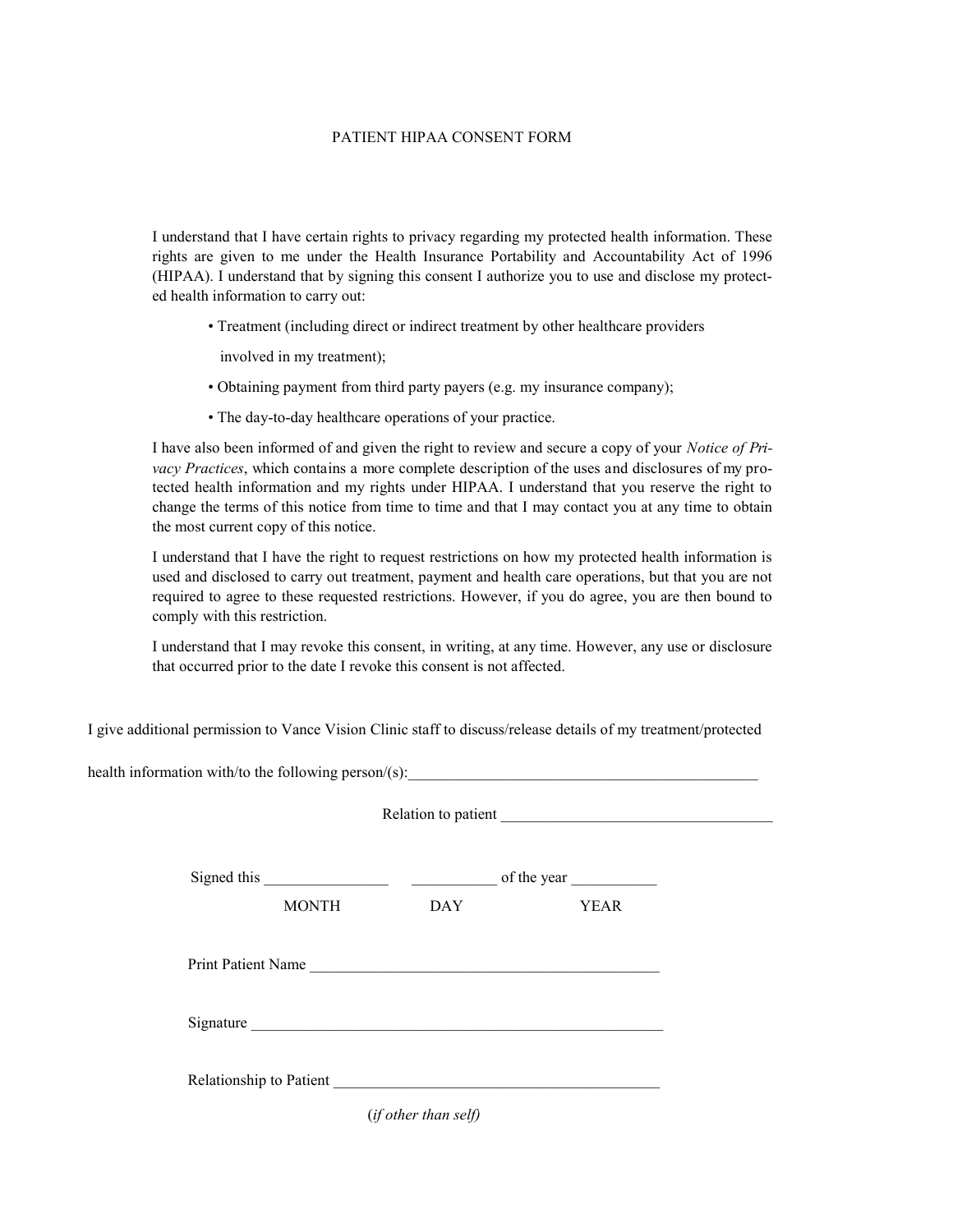# PATIENT HIPAA CONSENT FORM

I understand that I have certain rights to privacy regarding my protected health information. These rights are given to me under the Health Insurance Portability and Accountability Act of 1996 (HIPAA). I understand that by signing this consent I authorize you to use and disclose my protected health information to carry out:

- Treatment (including direct or indirect treatment by other healthcare providers involved in my treatment);
- Obtaining payment from third party payers (e.g. my insurance company);
- The day-to-day healthcare operations of your practice.

I have also been informed of and given the right to review and secure a copy of your *Notice of Privacy Practices*, which contains a more complete description of the uses and disclosures of my protected health information and my rights under HIPAA. I understand that you reserve the right to change the terms of this notice from time to time and that I may contact you at any time to obtain the most current copy of this notice.

I understand that I have the right to request restrictions on how my protected health information is used and disclosed to carry out treatment, payment and health care operations, but that you are not required to agree to these requested restrictions. However, if you do agree, you are then bound to comply with this restriction.

I understand that I may revoke this consent, in writing, at any time. However, any use or disclosure that occurred prior to the date I revoke this consent is not affected.

I give additional permission to Vance Vision Clinic staff to discuss/release details of my treatment/protected health information with/to the following person/(s):_______________________________________________

Relation to patient ___________________________________

Signed this ________________ ___________ of the year ___________

MONTH DAY YEAR

Print Patient Name ______________________________________________

Signature _______________________________________________________

Relationship to Patient ___________________________________________

(*if other than self)*